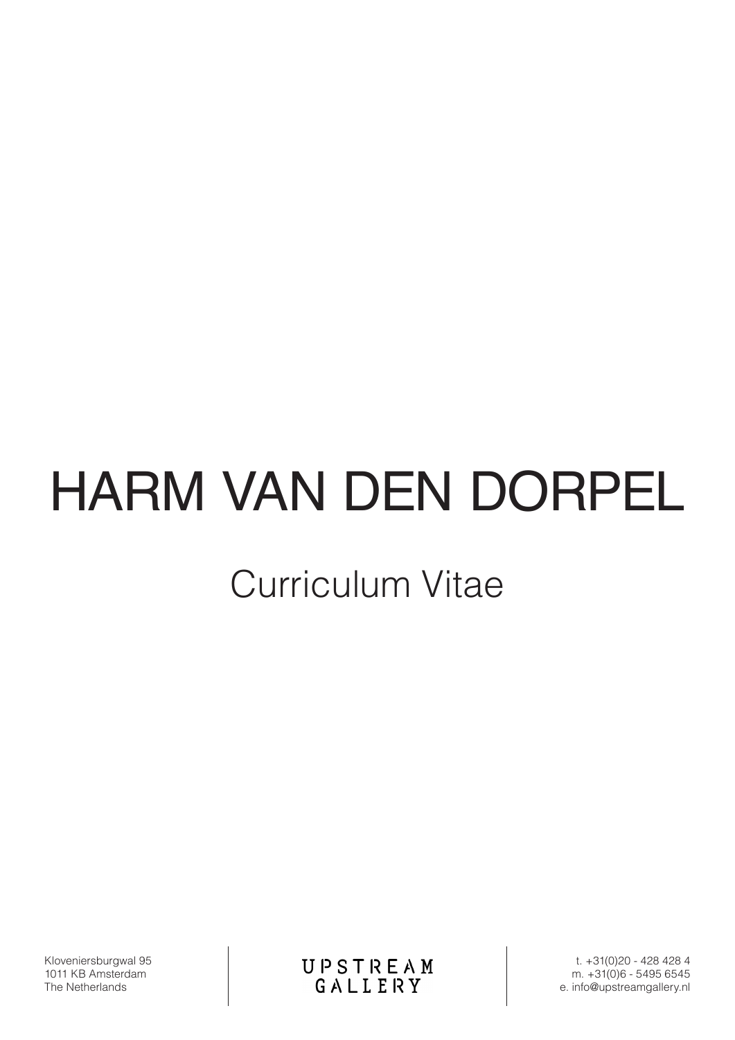# HARM VAN DEN DORPEL

## Curriculum Vitae

Kloveniersburgwal 95
1011 KB Amsterdam
The Netherlands

UPSTREAM GALLERY

t. +31(0)20 - 428 428 4
m. +31(0)6 - 5495 6545
e. info@upstreamgallery.nl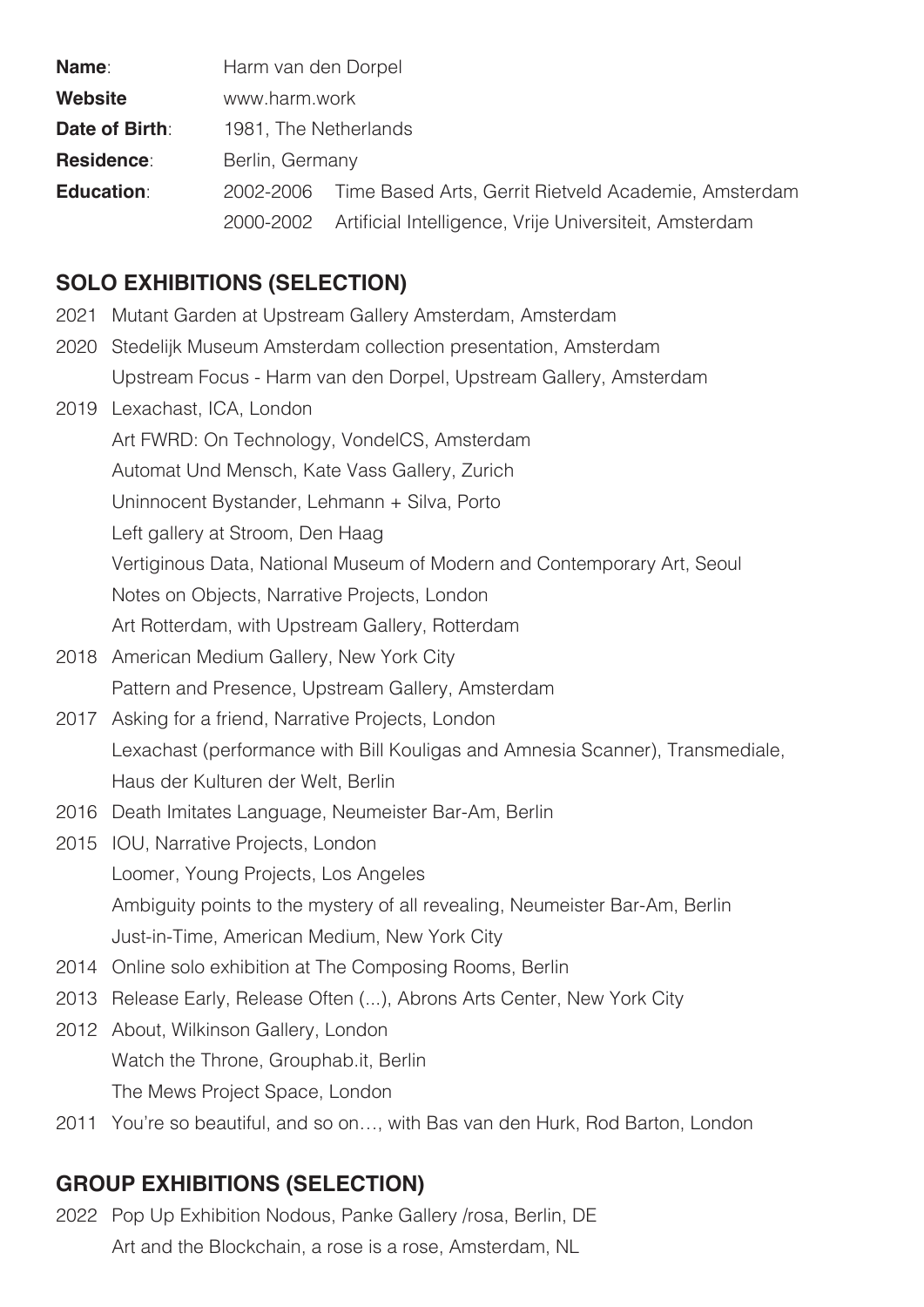| | | |
|---|---|---|
| **Name**: | Harm van den Dorpel | |
| **Website** | www.harm.work | |
| **Date of Birth**: | 1981, The Netherlands | |
| **Residence**: | Berlin, Germany | |
| **Education**: | 2002-2006 | Time Based Arts, Gerrit Rietveld Academie, Amsterdam |
| | 2000-2002 | Artificial Intelligence, Vrije Universiteit, Amsterdam |

## SOLO EXHIBITIONS (SELECTION)

2021 Mutant Garden at Upstream Gallery Amsterdam, Amsterdam

2020 Stedelijk Museum Amsterdam collection presentation, Amsterdam
Upstream Focus - Harm van den Dorpel, Upstream Gallery, Amsterdam

2019 Lexachast, ICA, London
Art FWRD: On Technology, VondelCS, Amsterdam
Automat Und Mensch, Kate Vass Gallery, Zurich
Uninnocent Bystander, Lehmann + Silva, Porto
Left gallery at Stroom, Den Haag
Vertiginous Data, National Museum of Modern and Contemporary Art, Seoul
Notes on Objects, Narrative Projects, London
Art Rotterdam, with Upstream Gallery, Rotterdam

2018 American Medium Gallery, New York City
Pattern and Presence, Upstream Gallery, Amsterdam

2017 Asking for a friend, Narrative Projects, London
Lexachast (performance with Bill Kouligas and Amnesia Scanner), Transmediale, Haus der Kulturen der Welt, Berlin

2016 Death Imitates Language, Neumeister Bar-Am, Berlin

2015 IOU, Narrative Projects, London
Loomer, Young Projects, Los Angeles
Ambiguity points to the mystery of all revealing, Neumeister Bar-Am, Berlin
Just-in-Time, American Medium, New York City

2014 Online solo exhibition at The Composing Rooms, Berlin

2013 Release Early, Release Often (...), Abrons Arts Center, New York City

2012 About, Wilkinson Gallery, London
Watch the Throne, Grouphab.it, Berlin
The Mews Project Space, London

2011 You're so beautiful, and so on…, with Bas van den Hurk, Rod Barton, London

## GROUP EXHIBITIONS (SELECTION)

2022 Pop Up Exhibition Nodous, Panke Gallery /rosa, Berlin, DE
Art and the Blockchain, a rose is a rose, Amsterdam, NL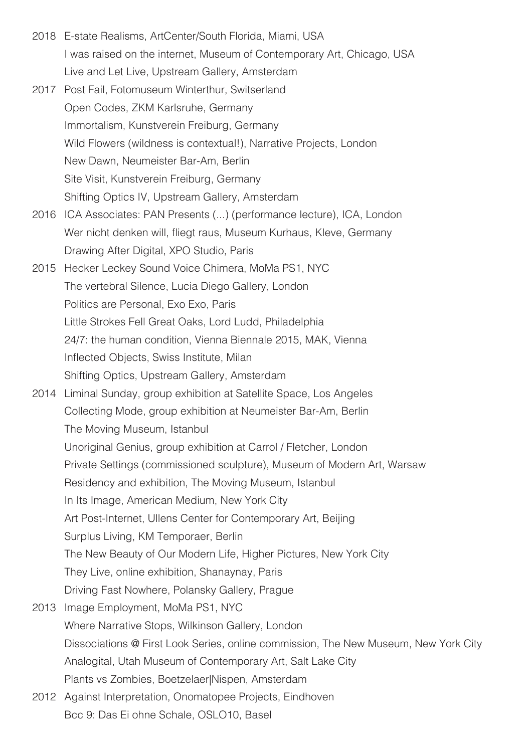2018 E-state Realisms, ArtCenter/South Florida, Miami, USA
I was raised on the internet, Museum of Contemporary Art, Chicago, USA
Live and Let Live, Upstream Gallery, Amsterdam

2017 Post Fail, Fotomuseum Winterthur, Switserland
Open Codes, ZKM Karlsruhe, Germany
Immortalism, Kunstverein Freiburg, Germany
Wild Flowers (wildness is contextual!), Narrative Projects, London
New Dawn, Neumeister Bar-Am, Berlin
Site Visit, Kunstverein Freiburg, Germany
Shifting Optics IV, Upstream Gallery, Amsterdam

2016 ICA Associates: PAN Presents (...) (performance lecture), ICA, London
Wer nicht denken will, fliegt raus, Museum Kurhaus, Kleve, Germany
Drawing After Digital, XPO Studio, Paris

2015 Hecker Leckey Sound Voice Chimera, MoMa PS1, NYC
The vertebral Silence, Lucia Diego Gallery, London
Politics are Personal, Exo Exo, Paris
Little Strokes Fell Great Oaks, Lord Ludd, Philadelphia
24/7: the human condition, Vienna Biennale 2015, MAK, Vienna
Inflected Objects, Swiss Institute, Milan
Shifting Optics, Upstream Gallery, Amsterdam

2014 Liminal Sunday, group exhibition at Satellite Space, Los Angeles
Collecting Mode, group exhibition at Neumeister Bar-Am, Berlin
The Moving Museum, Istanbul
Unoriginal Genius, group exhibition at Carrol / Fletcher, London
Private Settings (commissioned sculpture), Museum of Modern Art, Warsaw
Residency and exhibition, The Moving Museum, Istanbul
In Its Image, American Medium, New York City
Art Post-Internet, Ullens Center for Contemporary Art, Beijing
Surplus Living, KM Temporaer, Berlin
The New Beauty of Our Modern Life, Higher Pictures, New York City
They Live, online exhibition, Shanaynay, Paris
Driving Fast Nowhere, Polansky Gallery, Prague

2013 Image Employment, MoMa PS1, NYC
Where Narrative Stops, Wilkinson Gallery, London
Dissociations @ First Look Series, online commission, The New Museum, New York City
Analogital, Utah Museum of Contemporary Art, Salt Lake City
Plants vs Zombies, Boetzelaer|Nispen, Amsterdam

2012 Against Interpretation, Onomatopee Projects, Eindhoven
Bcc 9: Das Ei ohne Schale, OSLO10, Basel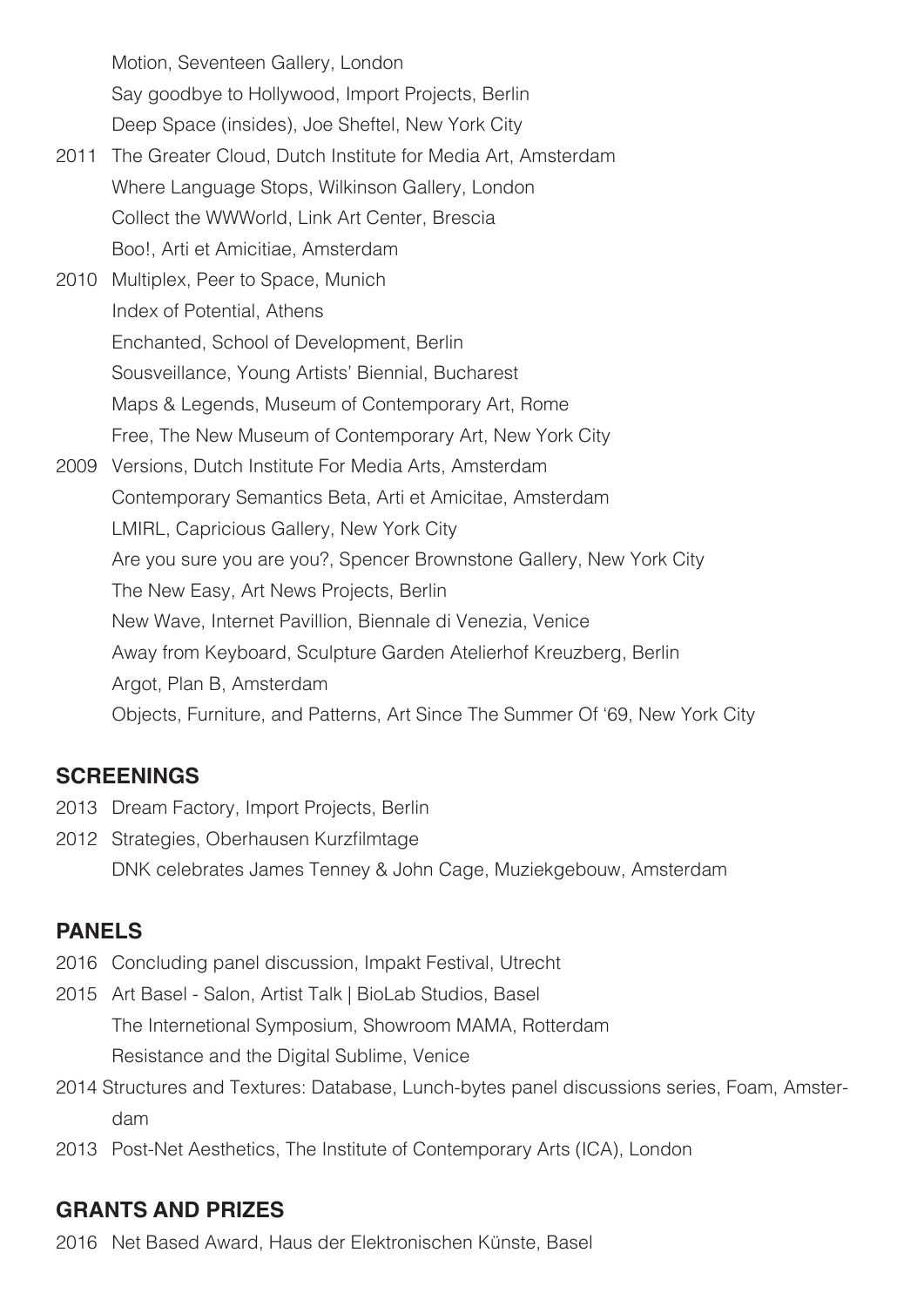Motion, Seventeen Gallery, London

Say goodbye to Hollywood, Import Projects, Berlin

Deep Space (insides), Joe Sheftel, New York City

2011 The Greater Cloud, Dutch Institute for Media Art, Amsterdam

Where Language Stops, Wilkinson Gallery, London

Collect the WWWorld, Link Art Center, Brescia

Boo!, Arti et Amicitiae, Amsterdam

2010 Multiplex, Peer to Space, Munich

Index of Potential, Athens

Enchanted, School of Development, Berlin

Sousveillance, Young Artists' Biennial, Bucharest

Maps & Legends, Museum of Contemporary Art, Rome

Free, The New Museum of Contemporary Art, New York City

2009 Versions, Dutch Institute For Media Arts, Amsterdam

Contemporary Semantics Beta, Arti et Amicitae, Amsterdam

LMIRL, Capricious Gallery, New York City

Are you sure you are you?, Spencer Brownstone Gallery, New York City

The New Easy, Art News Projects, Berlin

New Wave, Internet Pavillion, Biennale di Venezia, Venice

Away from Keyboard, Sculpture Garden Atelierhof Kreuzberg, Berlin

Argot, Plan B, Amsterdam

Objects, Furniture, and Patterns, Art Since The Summer Of '69, New York City

## SCREENINGS

2013 Dream Factory, Import Projects, Berlin

2012 Strategies, Oberhausen Kurzfilmtage

DNK celebrates James Tenney & John Cage, Muziekgebouw, Amsterdam

## PANELS

2016 Concluding panel discussion, Impakt Festival, Utrecht

2015 Art Basel - Salon, Artist Talk | BioLab Studios, Basel

The Internetional Symposium, Showroom MAMA, Rotterdam

Resistance and the Digital Sublime, Venice

2014 Structures and Textures: Database, Lunch-bytes panel discussions series, Foam, Amsterdam

2013 Post-Net Aesthetics, The Institute of Contemporary Arts (ICA), London

## GRANTS AND PRIZES

2016 Net Based Award, Haus der Elektronischen Künste, Basel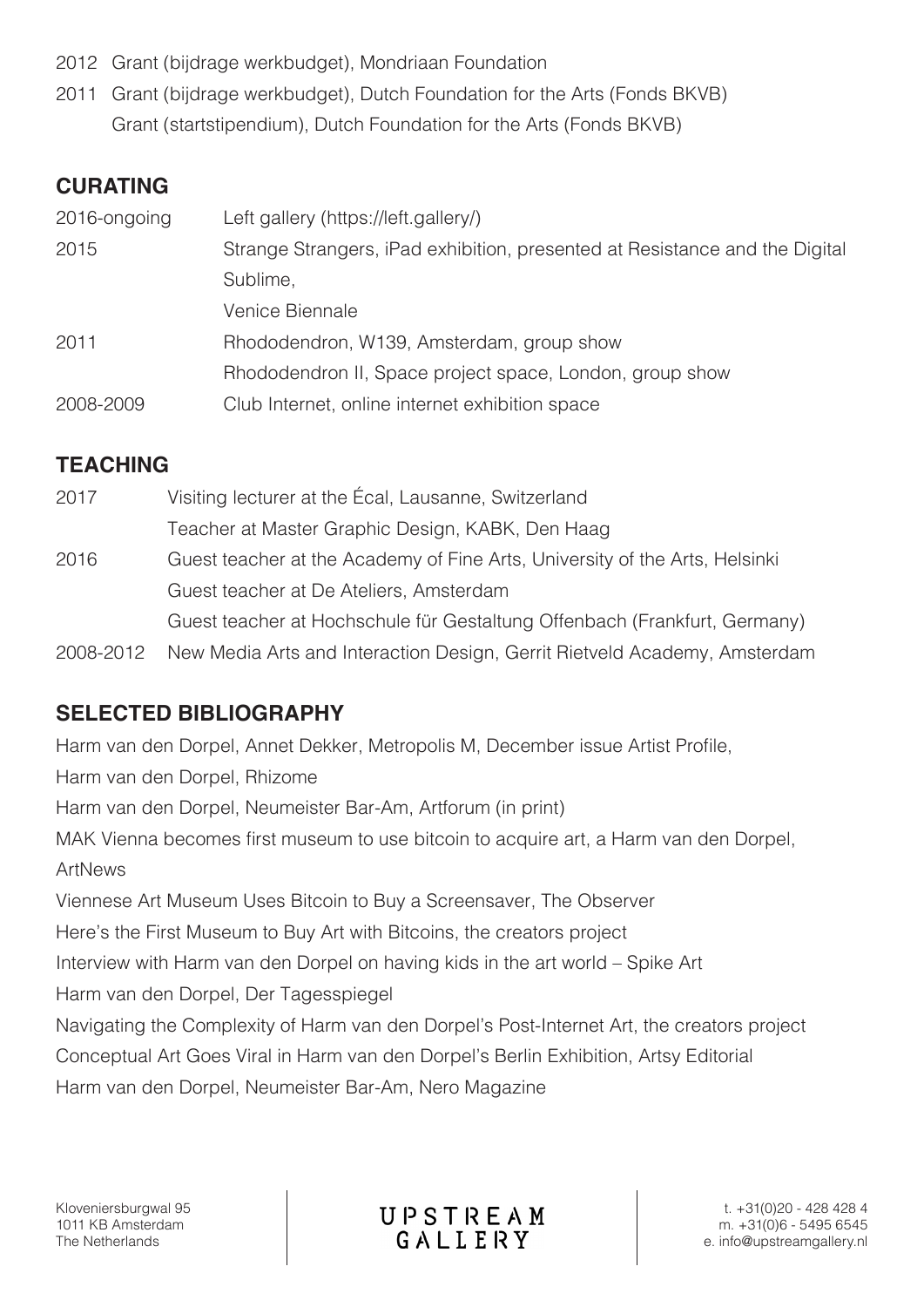2012 Grant (bijdrage werkbudget), Mondriaan Foundation

2011 Grant (bijdrage werkbudget), Dutch Foundation for the Arts (Fonds BKVB)
Grant (startstipendium), Dutch Foundation for the Arts (Fonds BKVB)

## CURATING

| | |
|---|---|
| 2016-ongoing | Left gallery (https://left.gallery/) |
| 2015 | Strange Strangers, iPad exhibition, presented at Resistance and the Digital Sublime, Venice Biennale |
| 2011 | Rhododendron, W139, Amsterdam, group show |
| | Rhododendron II, Space project space, London, group show |
| 2008-2009 | Club Internet, online internet exhibition space |

## TEACHING

| | |
|---|---|
| 2017 | Visiting lecturer at the Écal, Lausanne, Switzerland |
| | Teacher at Master Graphic Design, KABK, Den Haag |
| 2016 | Guest teacher at the Academy of Fine Arts, University of the Arts, Helsinki |
| | Guest teacher at De Ateliers, Amsterdam |
| | Guest teacher at Hochschule für Gestaltung Offenbach (Frankfurt, Germany) |
| 2008-2012 | New Media Arts and Interaction Design, Gerrit Rietveld Academy, Amsterdam |

## SELECTED BIBLIOGRAPHY

Harm van den Dorpel, Annet Dekker, Metropolis M, December issue Artist Profile,

Harm van den Dorpel, Rhizome

Harm van den Dorpel, Neumeister Bar-Am, Artforum (in print)

MAK Vienna becomes first museum to use bitcoin to acquire art, a Harm van den Dorpel, ArtNews

Viennese Art Museum Uses Bitcoin to Buy a Screensaver, The Observer

Here's the First Museum to Buy Art with Bitcoins, the creators project

Interview with Harm van den Dorpel on having kids in the art world – Spike Art

Harm van den Dorpel, Der Tagesspiegel

Navigating the Complexity of Harm van den Dorpel's Post-Internet Art, the creators project

Conceptual Art Goes Viral in Harm van den Dorpel's Berlin Exhibition, Artsy Editorial

Harm van den Dorpel, Neumeister Bar-Am, Nero Magazine